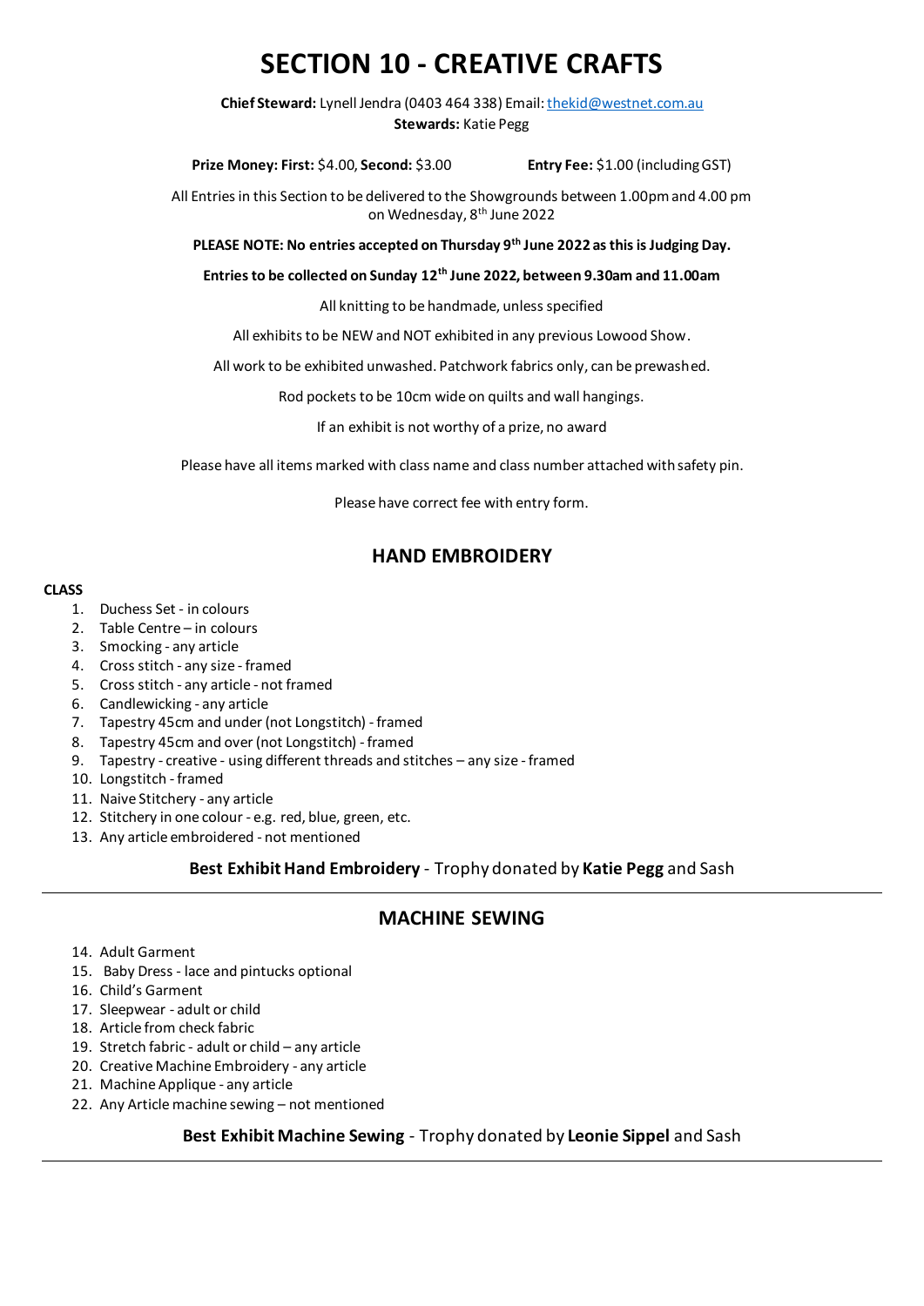# SECTION 10 - CREATIVE CRAFTS

**Chief Steward:** Lynell Jendra (0403 464 338) Email: thekid@westnet.com.au
**Stewards:** Katie Pegg

**Prize Money: First:** $4.00, **Second:** $3.00 **Entry Fee:** $1.00 (including GST)

All Entries in this Section to be delivered to the Showgrounds between 1.00pm and 4.00 pm on Wednesday, 8th June 2022

**PLEASE NOTE: No entries accepted on Thursday 9th June 2022 as this is Judging Day.**

**Entries to be collected on Sunday 12th June 2022, between 9.30am and 11.00am**

All knitting to be handmade, unless specified

All exhibits to be NEW and NOT exhibited in any previous Lowood Show.

All work to be exhibited unwashed. Patchwork fabrics only, can be prewashed.

Rod pockets to be 10cm wide on quilts and wall hangings.

If an exhibit is not worthy of a prize, no award

Please have all items marked with class name and class number attached with safety pin.

Please have correct fee with entry form.

## HAND EMBROIDERY

**CLASS**

1. Duchess Set - in colours
2. Table Centre – in colours
3. Smocking - any article
4. Cross stitch - any size - framed
5. Cross stitch - any article - not framed
6. Candlewicking - any article
7. Tapestry 45cm and under (not Longstitch) - framed
8. Tapestry 45cm and over (not Longstitch) - framed
9. Tapestry - creative - using different threads and stitches – any size - framed
10. Longstitch - framed
11. Naive Stitchery - any article
12. Stitchery in one colour - e.g. red, blue, green, etc.
13. Any article embroidered - not mentioned

**Best Exhibit Hand Embroidery** - Trophy donated by **Katie Pegg** and Sash

## MACHINE SEWING

14. Adult Garment
15. Baby Dress - lace and pintucks optional
16. Child's Garment
17. Sleepwear - adult or child
18. Article from check fabric
19. Stretch fabric - adult or child – any article
20. Creative Machine Embroidery - any article
21. Machine Applique - any article
22. Any Article machine sewing – not mentioned

**Best Exhibit Machine Sewing** - Trophy donated by **Leonie Sippel** and Sash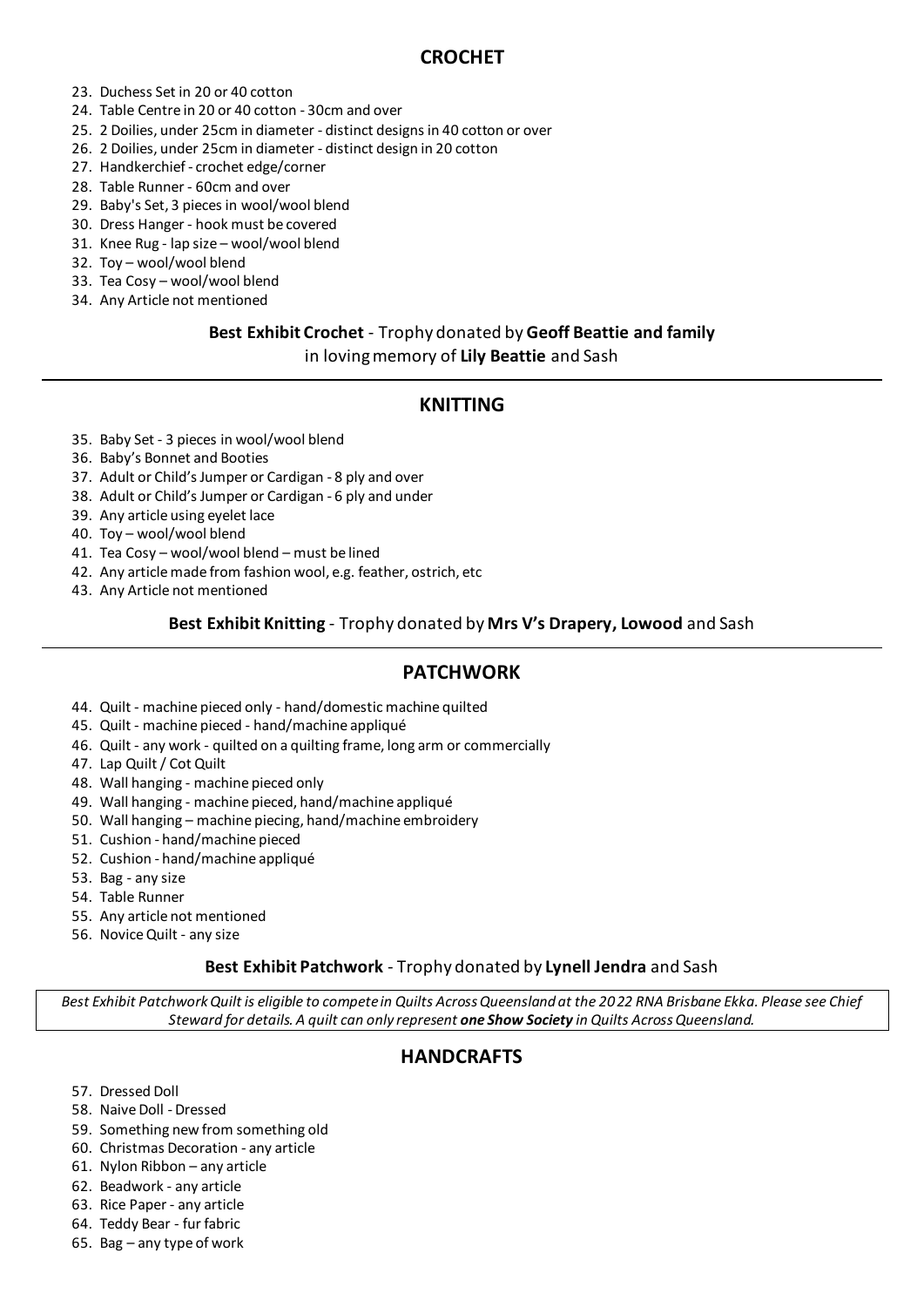## CROCHET

23. Duchess Set in 20 or 40 cotton
24. Table Centre in 20 or 40 cotton - 30cm and over
25. 2 Doilies, under 25cm in diameter - distinct designs in 40 cotton or over
26. 2 Doilies, under 25cm in diameter - distinct design in 20 cotton
27. Handkerchief - crochet edge/corner
28. Table Runner - 60cm and over
29. Baby's Set, 3 pieces in wool/wool blend
30. Dress Hanger - hook must be covered
31. Knee Rug - lap size – wool/wool blend
32. Toy – wool/wool blend
33. Tea Cosy – wool/wool blend
34. Any Article not mentioned

**Best Exhibit Crochet** - Trophy donated by **Geoff Beattie and family** in loving memory of **Lily Beattie** and Sash

---

## KNITTING

35. Baby Set - 3 pieces in wool/wool blend
36. Baby's Bonnet and Booties
37. Adult or Child's Jumper or Cardigan - 8 ply and over
38. Adult or Child's Jumper or Cardigan - 6 ply and under
39. Any article using eyelet lace
40. Toy – wool/wool blend
41. Tea Cosy – wool/wool blend – must be lined
42. Any article made from fashion wool, e.g. feather, ostrich, etc
43. Any Article not mentioned

**Best Exhibit Knitting** - Trophy donated by **Mrs V's Drapery, Lowood** and Sash

---

## PATCHWORK

44. Quilt - machine pieced only - hand/domestic machine quilted
45. Quilt - machine pieced - hand/machine appliqué
46. Quilt - any work - quilted on a quilting frame, long arm or commercially
47. Lap Quilt / Cot Quilt
48. Wall hanging - machine pieced only
49. Wall hanging - machine pieced, hand/machine appliqué
50. Wall hanging – machine piecing, hand/machine embroidery
51. Cushion - hand/machine pieced
52. Cushion - hand/machine appliqué
53. Bag - any size
54. Table Runner
55. Any article not mentioned
56. Novice Quilt - any size

**Best Exhibit Patchwork** - Trophy donated by **Lynell Jendra** and Sash

*Best Exhibit Patchwork Quilt is eligible to compete in Quilts Across Queensland at the 2022 RNA Brisbane Ekka. Please see Chief Steward for details. A quilt can only represent **one Show Society** in Quilts Across Queensland.*

## HANDCRAFTS

57. Dressed Doll
58. Naive Doll - Dressed
59. Something new from something old
60. Christmas Decoration - any article
61. Nylon Ribbon – any article
62. Beadwork - any article
63. Rice Paper - any article
64. Teddy Bear - fur fabric
65. Bag – any type of work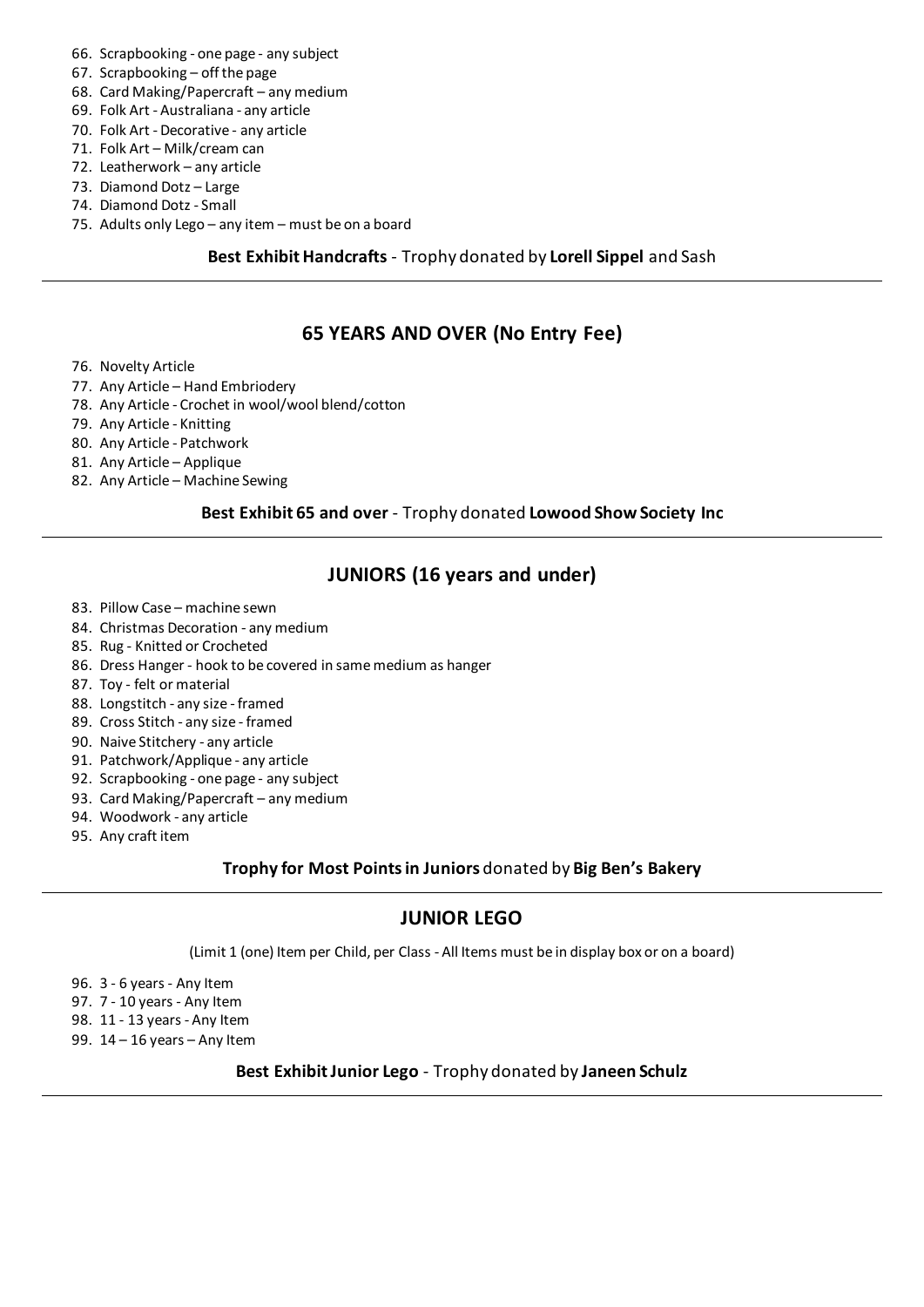66. Scrapbooking - one page - any subject
67. Scrapbooking – off the page
68. Card Making/Papercraft – any medium
69. Folk Art - Australiana - any article
70. Folk Art - Decorative - any article
71. Folk Art – Milk/cream can
72. Leatherwork – any article
73. Diamond Dotz – Large
74. Diamond Dotz - Small
75. Adults only Lego – any item – must be on a board

**Best Exhibit Handcrafts** - Trophy donated by **Lorell Sippel** and Sash

---

## 65 YEARS AND OVER (No Entry Fee)

76. Novelty Article
77. Any Article – Hand Embriodery
78. Any Article - Crochet in wool/wool blend/cotton
79. Any Article - Knitting
80. Any Article - Patchwork
81. Any Article – Applique
82. Any Article – Machine Sewing

**Best Exhibit 65 and over** - Trophy donated **Lowood Show Society Inc**

---

## JUNIORS (16 years and under)

83. Pillow Case – machine sewn
84. Christmas Decoration - any medium
85. Rug - Knitted or Crocheted
86. Dress Hanger - hook to be covered in same medium as hanger
87. Toy - felt or material
88. Longstitch - any size - framed
89. Cross Stitch - any size - framed
90. Naive Stitchery - any article
91. Patchwork/Applique - any article
92. Scrapbooking - one page - any subject
93. Card Making/Papercraft – any medium
94. Woodwork - any article
95. Any craft item

**Trophy for Most Points in Juniors** donated by **Big Ben's Bakery**

---

## JUNIOR LEGO

(Limit 1 (one) Item per Child, per Class - All Items must be in display box or on a board)

96. 3 - 6 years - Any Item
97. 7 - 10 years - Any Item
98. 11 - 13 years - Any Item
99. 14 – 16 years – Any Item

**Best Exhibit Junior Lego** - Trophy donated by **Janeen Schulz**

---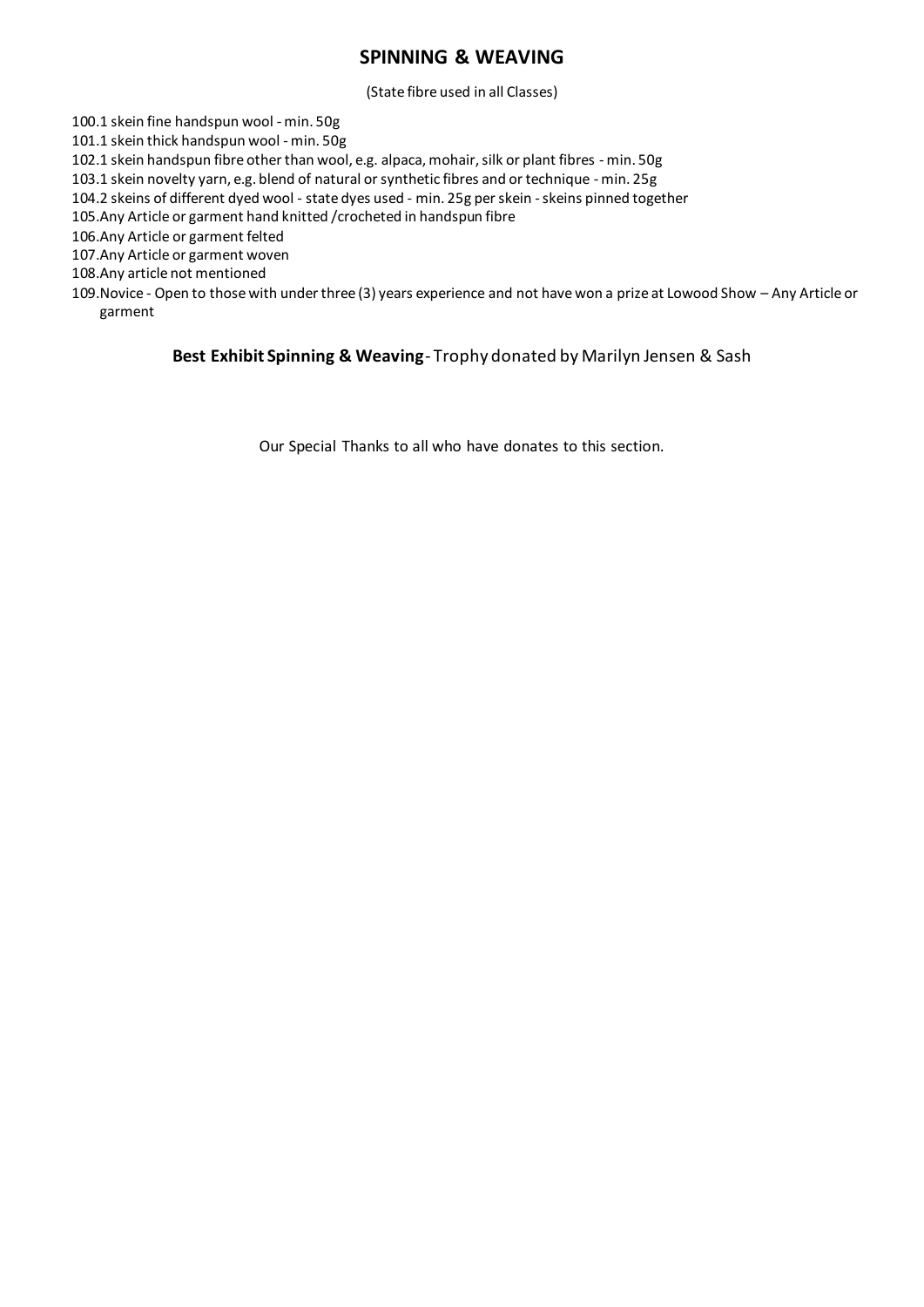## SPINNING & WEAVING

(State fibre used in all Classes)

100.1 skein fine handspun wool - min. 50g
101.1 skein thick handspun wool - min. 50g
102.1 skein handspun fibre other than wool, e.g. alpaca, mohair, silk or plant fibres - min. 50g
103.1 skein novelty yarn, e.g. blend of natural or synthetic fibres and or technique - min. 25g
104.2 skeins of different dyed wool - state dyes used - min. 25g per skein - skeins pinned together
105.Any Article or garment hand knitted /crocheted in handspun fibre
106.Any Article or garment felted
107.Any Article or garment woven
108.Any article not mentioned
109.Novice - Open to those with under three (3) years experience and not have won a prize at Lowood Show – Any Article or garment

**Best Exhibit Spinning & Weaving** - Trophy donated by Marilyn Jensen & Sash

Our Special Thanks to all who have donates to this section.